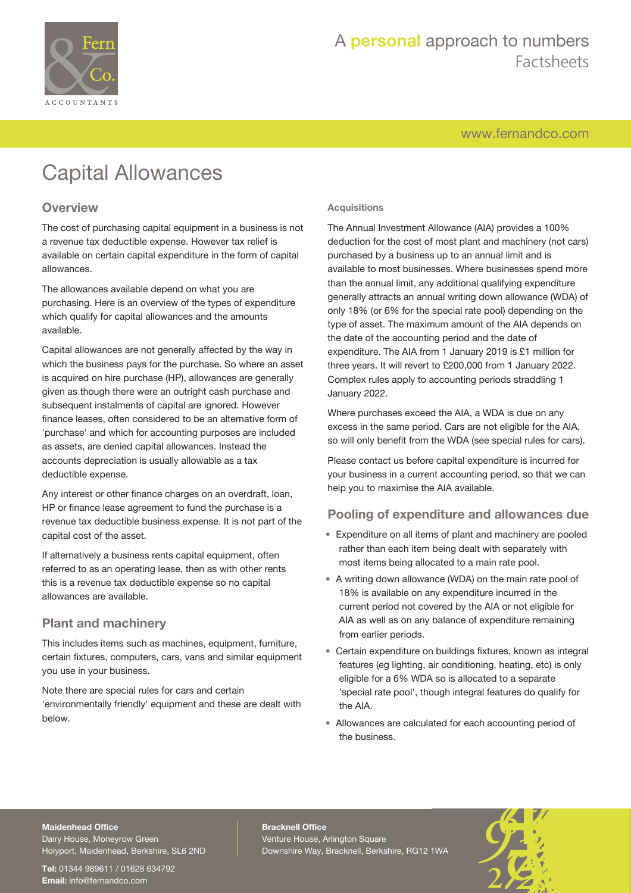# Capital Allowances

## Overview

The cost of purchasing capital equipment in a business is not a revenue tax deductible expense. However tax relief is available on certain capital expenditure in the form of capital allowances.

The allowances available depend on what you are purchasing. Here is an overview of the types of expenditure which qualify for capital allowances and the amounts available.

Capital allowances are not generally affected by the way in which the business pays for the purchase. So where an asset is acquired on hire purchase (HP), allowances are generally given as though there were an outright cash purchase and subsequent instalments of capital are ignored. However finance leases, often considered to be an alternative form of 'purchase' and which for accounting purposes are included as assets, are denied capital allowances. Instead the accounts depreciation is usually allowable as a tax deductible expense.

Any interest or other finance charges on an overdraft, loan, HP or finance lease agreement to fund the purchase is a revenue tax deductible business expense. It is not part of the capital cost of the asset.

If alternatively a business rents capital equipment, often referred to as an operating lease, then as with other rents this is a revenue tax deductible expense so no capital allowances are available.

## Plant and machinery

This includes items such as machines, equipment, furniture, certain fixtures, computers, cars, vans and similar equipment you use in your business.

Note there are special rules for cars and certain 'environmentally friendly' equipment and these are dealt with below.

### Acquisitions

The Annual Investment Allowance (AIA) provides a 100% deduction for the cost of most plant and machinery (not cars) purchased by a business up to an annual limit and is available to most businesses. Where businesses spend more than the annual limit, any additional qualifying expenditure generally attracts an annual writing down allowance (WDA) of only 18% (or 6% for the special rate pool) depending on the type of asset. The maximum amount of the AIA depends on the date of the accounting period and the date of expenditure. The AIA from 1 January 2019 is £1 million for three years. It will revert to £200,000 from 1 January 2022. Complex rules apply to accounting periods straddling 1 January 2022.

Where purchases exceed the AIA, a WDA is due on any excess in the same period. Cars are not eligible for the AIA, so will only benefit from the WDA (see special rules for cars).

Please contact us before capital expenditure is incurred for your business in a current accounting period, so that we can help you to maximise the AIA available.

## Pooling of expenditure and allowances due

- Expenditure on all items of plant and machinery are pooled rather than each item being dealt with separately with most items being allocated to a main rate pool.
- A writing down allowance (WDA) on the main rate pool of 18% is available on any expenditure incurred in the current period not covered by the AIA or not eligible for AIA as well as on any balance of expenditure remaining from earlier periods.
- Certain expenditure on buildings fixtures, known as integral features (eg lighting, air conditioning, heating, etc) is only eligible for a 6% WDA so is allocated to a separate 'special rate pool', though integral features do qualify for the AIA.
- Allowances are calculated for each accounting period of the business.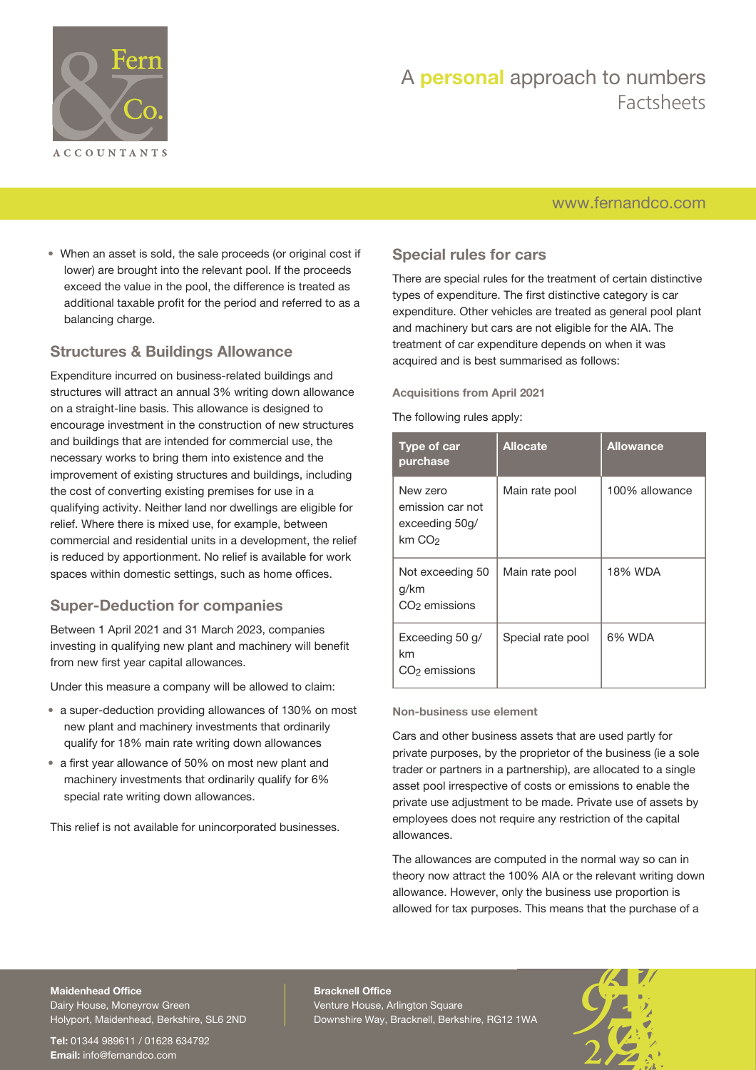- When an asset is sold, the sale proceeds (or original cost if lower) are brought into the relevant pool. If the proceeds exceed the value in the pool, the difference is treated as additional taxable profit for the period and referred to as a balancing charge.

## Structures & Buildings Allowance

Expenditure incurred on business-related buildings and structures will attract an annual 3% writing down allowance on a straight-line basis. This allowance is designed to encourage investment in the construction of new structures and buildings that are intended for commercial use, the necessary works to bring them into existence and the improvement of existing structures and buildings, including the cost of converting existing premises for use in a qualifying activity. Neither land nor dwellings are eligible for relief. Where there is mixed use, for example, between commercial and residential units in a development, the relief is reduced by apportionment. No relief is available for work spaces within domestic settings, such as home offices.

## Super-Deduction for companies

Between 1 April 2021 and 31 March 2023, companies investing in qualifying new plant and machinery will benefit from new first year capital allowances.

Under this measure a company will be allowed to claim:

- a super-deduction providing allowances of 130% on most new plant and machinery investments that ordinarily qualify for 18% main rate writing down allowances
- a first year allowance of 50% on most new plant and machinery investments that ordinarily qualify for 6% special rate writing down allowances.

This relief is not available for unincorporated businesses.

## Special rules for cars

There are special rules for the treatment of certain distinctive types of expenditure. The first distinctive category is car expenditure. Other vehicles are treated as general pool plant and machinery but cars are not eligible for the AIA. The treatment of car expenditure depends on when it was acquired and is best summarised as follows:

### Acquisitions from April 2021

The following rules apply:

| Type of car purchase | Allocate | Allowance |
|---|---|---|
| New zero emission car not exceeding 50g/km $CO_2$ | Main rate pool | 100% allowance |
| Not exceeding 50 g/km $CO_2$ emissions | Main rate pool | 18% WDA |
| Exceeding 50 g/km $CO_2$ emissions | Special rate pool | 6% WDA |

### Non-business use element

Cars and other business assets that are used partly for private purposes, by the proprietor of the business (ie a sole trader or partners in a partnership), are allocated to a single asset pool irrespective of costs or emissions to enable the private use adjustment to be made. Private use of assets by employees does not require any restriction of the capital allowances.

The allowances are computed in the normal way so can in theory now attract the 100% AIA or the relevant writing down allowance. However, only the business use proportion is allowed for tax purposes. This means that the purchase of a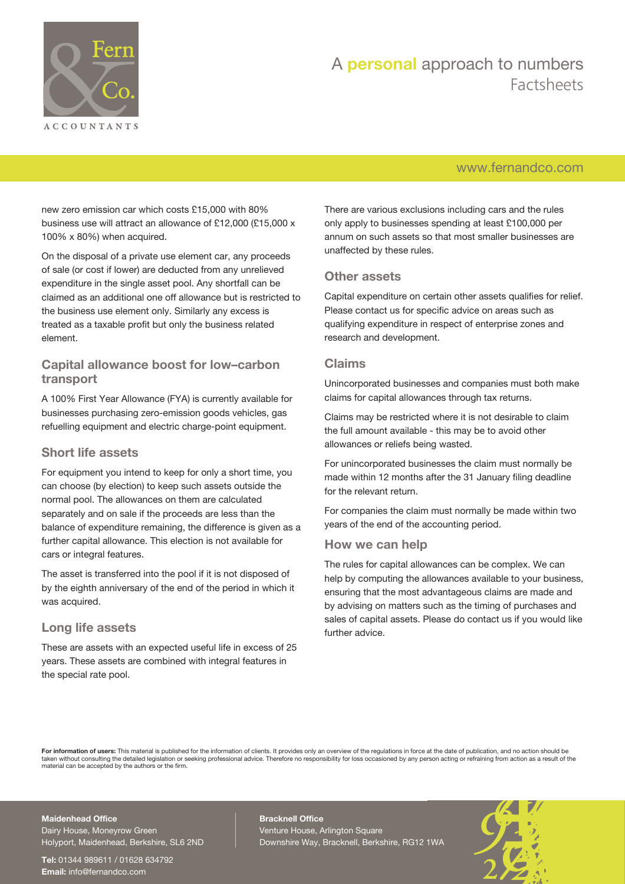new zero emission car which costs £15,000 with 80% business use will attract an allowance of £12,000 (£15,000 x 100% x 80%) when acquired.

On the disposal of a private use element car, any proceeds of sale (or cost if lower) are deducted from any unrelieved expenditure in the single asset pool. Any shortfall can be claimed as an additional one off allowance but is restricted to the business use element only. Similarly any excess is treated as a taxable profit but only the business related element.

## Capital allowance boost for low–carbon transport

A 100% First Year Allowance (FYA) is currently available for businesses purchasing zero-emission goods vehicles, gas refuelling equipment and electric charge-point equipment.

## Short life assets

For equipment you intend to keep for only a short time, you can choose (by election) to keep such assets outside the normal pool. The allowances on them are calculated separately and on sale if the proceeds are less than the balance of expenditure remaining, the difference is given as a further capital allowance. This election is not available for cars or integral features.

The asset is transferred into the pool if it is not disposed of by the eighth anniversary of the end of the period in which it was acquired.

## Long life assets

These are assets with an expected useful life in excess of 25 years. These assets are combined with integral features in the special rate pool.

There are various exclusions including cars and the rules only apply to businesses spending at least £100,000 per annum on such assets so that most smaller businesses are unaffected by these rules.

## Other assets

Capital expenditure on certain other assets qualifies for relief. Please contact us for specific advice on areas such as qualifying expenditure in respect of enterprise zones and research and development.

## Claims

Unincorporated businesses and companies must both make claims for capital allowances through tax returns.

Claims may be restricted where it is not desirable to claim the full amount available - this may be to avoid other allowances or reliefs being wasted.

For unincorporated businesses the claim must normally be made within 12 months after the 31 January filing deadline for the relevant return.

For companies the claim must normally be made within two years of the end of the accounting period.

## How we can help

The rules for capital allowances can be complex. We can help by computing the allowances available to your business, ensuring that the most advantageous claims are made and by advising on matters such as the timing of purchases and sales of capital assets. Please do contact us if you would like further advice.

**For information of users:** This material is published for the information of clients. It provides only an overview of the regulations in force at the date of publication, and no action should be taken without consulting the detailed legislation or seeking professional advice. Therefore no responsibility for loss occasioned by any person acting or refraining from action as a result of the material can be accepted by the authors or the firm.